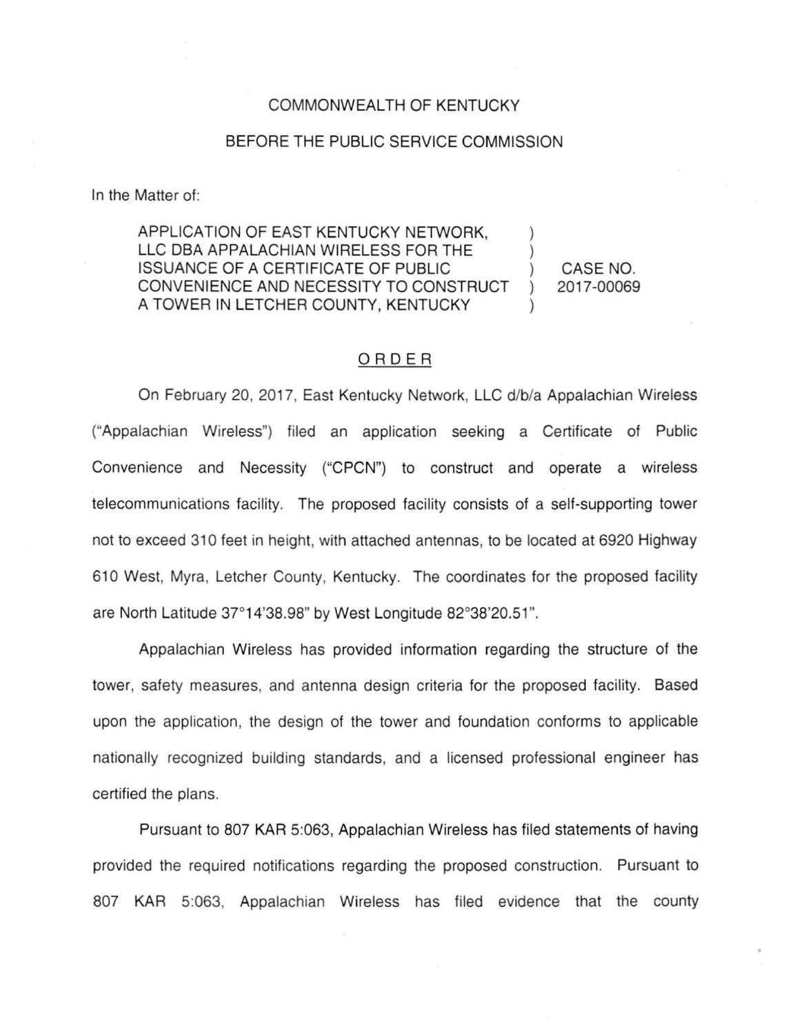COMMONWEALTH OF KENTUCKY

BEFORE THE PUBLIC SERVICE COMMISSION

In the Matter of:

| | | |
|---|---|---|
| APPLICATION OF EAST KENTUCKY NETWORK, LLC DBA APPALACHIAN WIRELESS FOR THE ISSUANCE OF A CERTIFICATE OF PUBLIC CONVENIENCE AND NECESSITY TO CONSTRUCT A TOWER IN LETCHER COUNTY, KENTUCKY | ) | CASE NO. 2017-00069 |

## ORDER

On February 20, 2017, East Kentucky Network, LLC d/b/a Appalachian Wireless ("Appalachian Wireless") filed an application seeking a Certificate of Public Convenience and Necessity ("CPCN") to construct and operate a wireless telecommunications facility. The proposed facility consists of a self-supporting tower not to exceed 310 feet in height, with attached antennas, to be located at 6920 Highway 610 West, Myra, Letcher County, Kentucky. The coordinates for the proposed facility are North Latitude 37°14'38.98" by West Longitude 82°38'20.51".

Appalachian Wireless has provided information regarding the structure of the tower, safety measures, and antenna design criteria for the proposed facility. Based upon the application, the design of the tower and foundation conforms to applicable nationally recognized building standards, and a licensed professional engineer has certified the plans.

Pursuant to 807 KAR 5:063, Appalachian Wireless has filed statements of having provided the required notifications regarding the proposed construction. Pursuant to 807 KAR 5:063, Appalachian Wireless has filed evidence that the county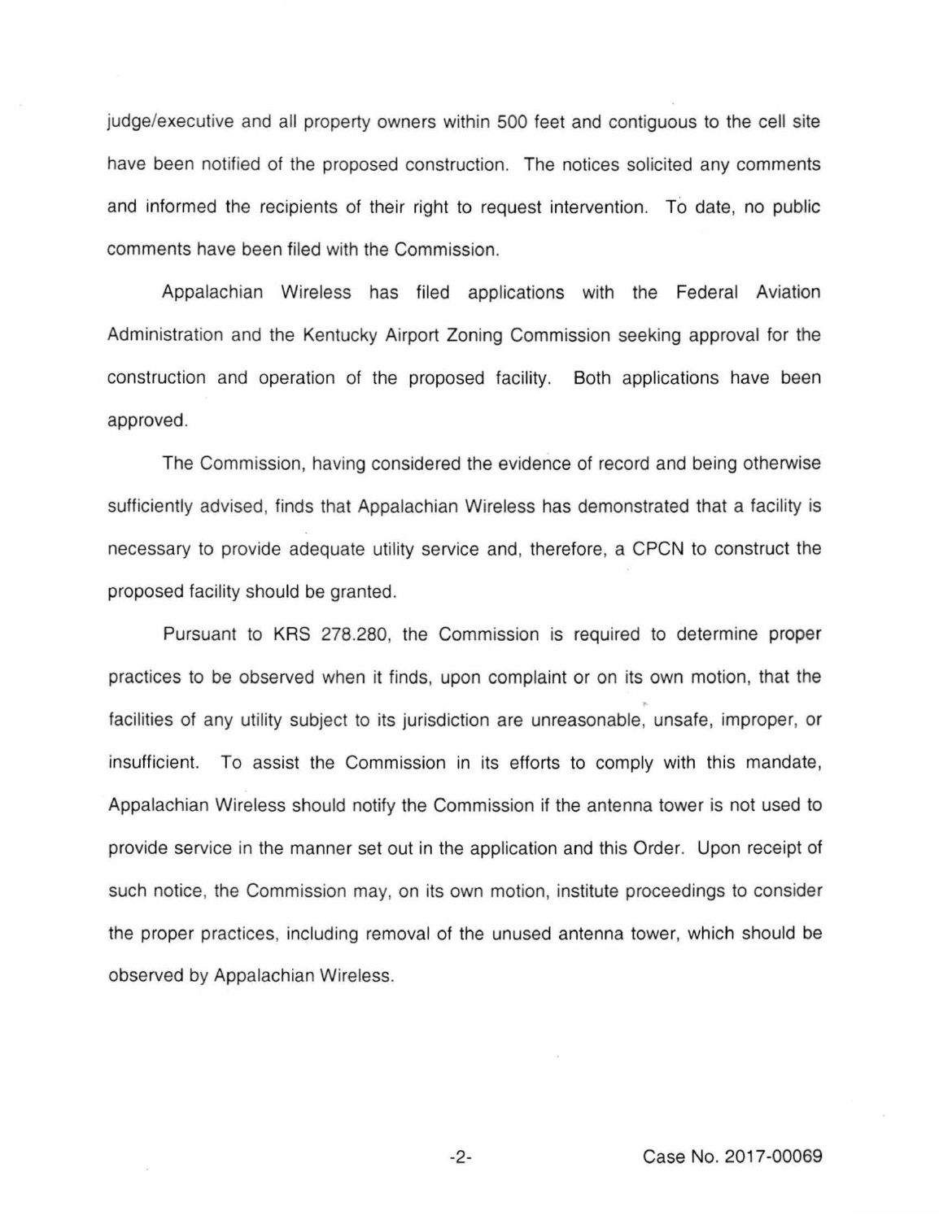judge/executive and all property owners within 500 feet and contiguous to the cell site have been notified of the proposed construction. The notices solicited any comments and informed the recipients of their right to request intervention. To date, no public comments have been filed with the Commission.

Appalachian Wireless has filed applications with the Federal Aviation Administration and the Kentucky Airport Zoning Commission seeking approval for the construction and operation of the proposed facility. Both applications have been approved.

The Commission, having considered the evidence of record and being otherwise sufficiently advised, finds that Appalachian Wireless has demonstrated that a facility is necessary to provide adequate utility service and, therefore, a CPCN to construct the proposed facility should be granted.

Pursuant to KRS 278.280, the Commission is required to determine proper practices to be observed when it finds, upon complaint or on its own motion, that the facilities of any utility subject to its jurisdiction are unreasonable, unsafe, improper, or insufficient. To assist the Commission in its efforts to comply with this mandate, Appalachian Wireless should notify the Commission if the antenna tower is not used to provide service in the manner set out in the application and this Order. Upon receipt of such notice, the Commission may, on its own motion, institute proceedings to consider the proper practices, including removal of the unused antenna tower, which should be observed by Appalachian Wireless.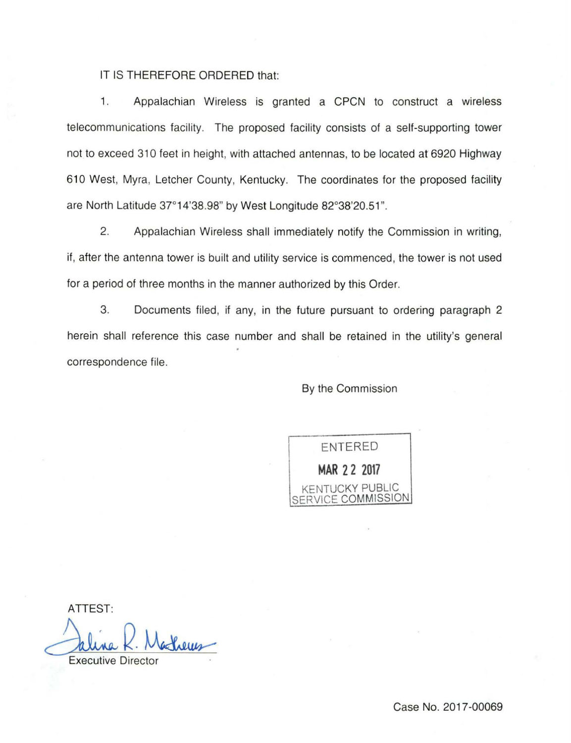IT IS THEREFORE ORDERED that:

1. Appalachian Wireless is granted a CPCN to construct a wireless telecommunications facility. The proposed facility consists of a self-supporting tower not to exceed 310 feet in height, with attached antennas, to be located at 6920 Highway 610 West, Myra, Letcher County, Kentucky. The coordinates for the proposed facility are North Latitude 37°14'38.98" by West Longitude 82°38'20.51".

2. Appalachian Wireless shall immediately notify the Commission in writing, if, after the antenna tower is built and utility service is commenced, the tower is not used for a period of three months in the manner authorized by this Order.

3. Documents filed, if any, in the future pursuant to ordering paragraph 2 herein shall reference this case number and shall be retained in the utility's general correspondence file.

By the Commission

ENTERED

MAR 22 2017

KENTUCKY PUBLIC SERVICE COMMISSION

ATTEST:

Talina R. Mathews

Executive Director

Case No. 2017-00069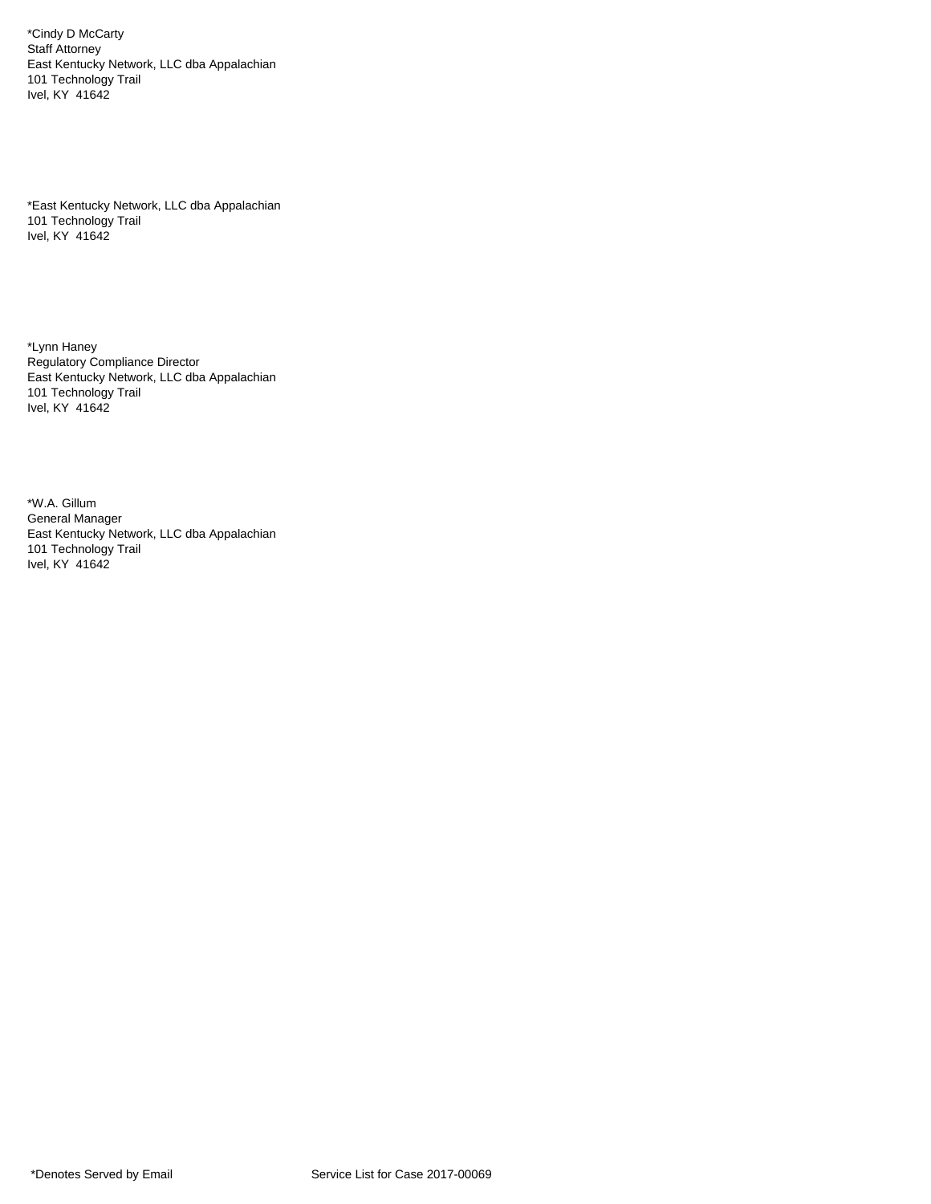*Cindy D McCarty
Staff Attorney
East Kentucky Network, LLC dba Appalachian
101 Technology Trail
Ivel, KY  41642

*East Kentucky Network, LLC dba Appalachian
101 Technology Trail
Ivel, KY  41642

*Lynn Haney
Regulatory Compliance Director
East Kentucky Network, LLC dba Appalachian
101 Technology Trail
Ivel, KY  41642

*W.A. Gillum
General Manager
East Kentucky Network, LLC dba Appalachian
101 Technology Trail
Ivel, KY  41642